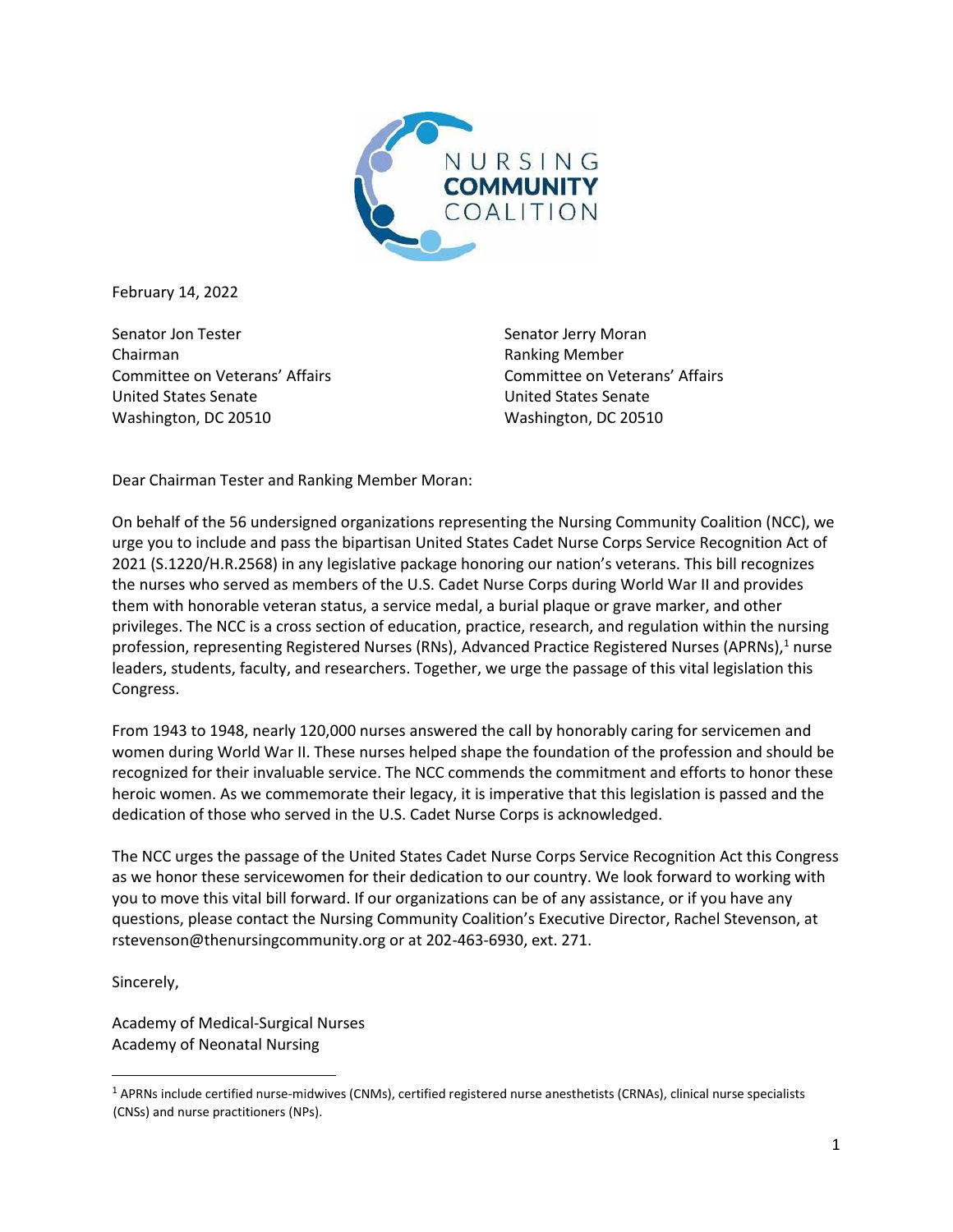NURSING
**COMMUNITY**
COALITION

February 14, 2022

Senator Jon Tester
Chairman
Committee on Veterans' Affairs
United States Senate
Washington, DC 20510

Senator Jerry Moran
Ranking Member
Committee on Veterans' Affairs
United States Senate
Washington, DC 20510

Dear Chairman Tester and Ranking Member Moran:

On behalf of the 56 undersigned organizations representing the Nursing Community Coalition (NCC), we urge you to include and pass the bipartisan United States Cadet Nurse Corps Service Recognition Act of 2021 (S.1220/H.R.2568) in any legislative package honoring our nation's veterans. This bill recognizes the nurses who served as members of the U.S. Cadet Nurse Corps during World War II and provides them with honorable veteran status, a service medal, a burial plaque or grave marker, and other privileges. The NCC is a cross section of education, practice, research, and regulation within the nursing profession, representing Registered Nurses (RNs), Advanced Practice Registered Nurses (APRNs),[1] nurse leaders, students, faculty, and researchers. Together, we urge the passage of this vital legislation this Congress.

From 1943 to 1948, nearly 120,000 nurses answered the call by honorably caring for servicemen and women during World War II. These nurses helped shape the foundation of the profession and should be recognized for their invaluable service. The NCC commends the commitment and efforts to honor these heroic women. As we commemorate their legacy, it is imperative that this legislation is passed and the dedication of those who served in the U.S. Cadet Nurse Corps is acknowledged.

The NCC urges the passage of the United States Cadet Nurse Corps Service Recognition Act this Congress as we honor these servicewomen for their dedication to our country. We look forward to working with you to move this vital bill forward. If our organizations can be of any assistance, or if you have any questions, please contact the Nursing Community Coalition's Executive Director, Rachel Stevenson, at rstevenson@thenursingcommunity.org or at 202-463-6930, ext. 271.

Sincerely,

Academy of Medical-Surgical Nurses
Academy of Neonatal Nursing

---

[1] APRNs include certified nurse-midwives (CNMs), certified registered nurse anesthetists (CRNAs), clinical nurse specialists (CNSs) and nurse practitioners (NPs).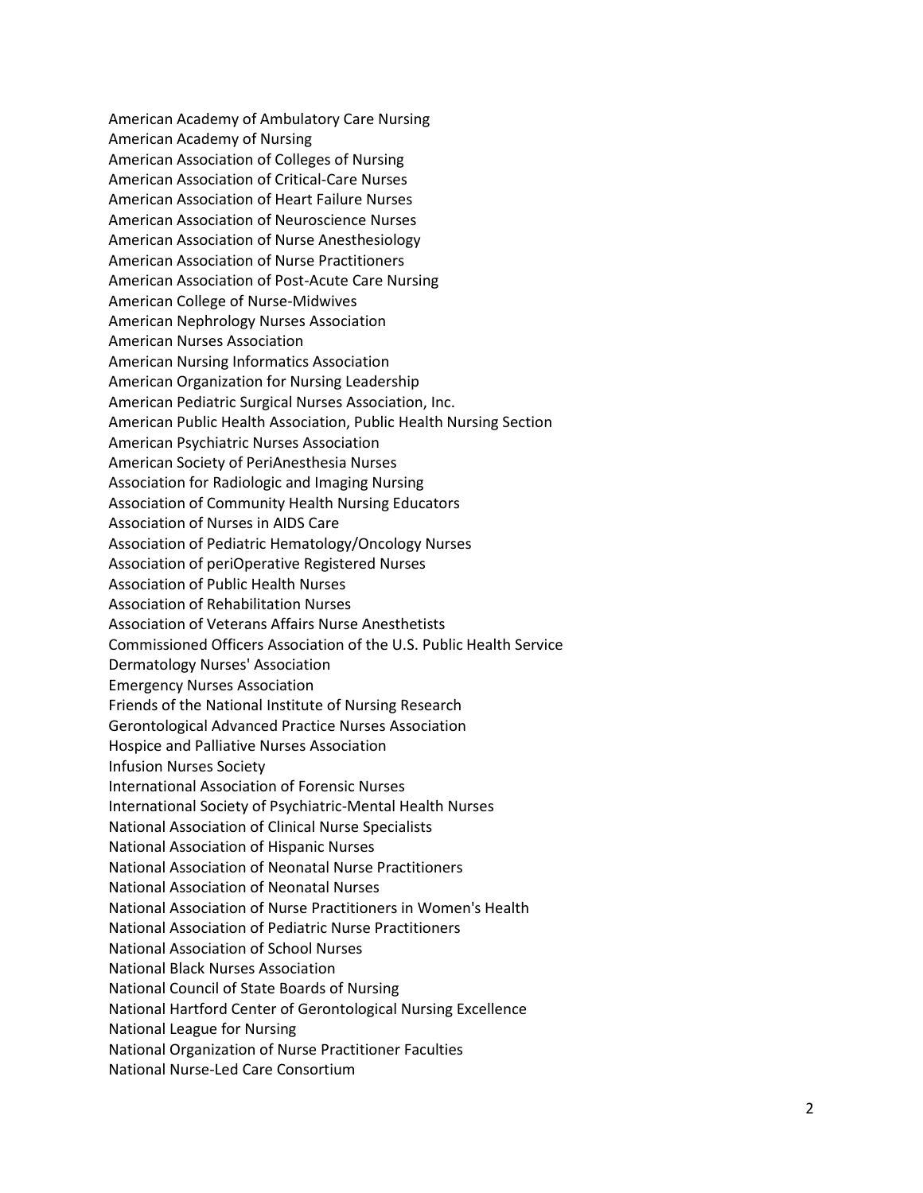American Academy of Ambulatory Care Nursing
American Academy of Nursing
American Association of Colleges of Nursing
American Association of Critical-Care Nurses
American Association of Heart Failure Nurses
American Association of Neuroscience Nurses
American Association of Nurse Anesthesiology
American Association of Nurse Practitioners
American Association of Post-Acute Care Nursing
American College of Nurse-Midwives
American Nephrology Nurses Association
American Nurses Association
American Nursing Informatics Association
American Organization for Nursing Leadership
American Pediatric Surgical Nurses Association, Inc.
American Public Health Association, Public Health Nursing Section
American Psychiatric Nurses Association
American Society of PeriAnesthesia Nurses
Association for Radiologic and Imaging Nursing
Association of Community Health Nursing Educators
Association of Nurses in AIDS Care
Association of Pediatric Hematology/Oncology Nurses
Association of periOperative Registered Nurses
Association of Public Health Nurses
Association of Rehabilitation Nurses
Association of Veterans Affairs Nurse Anesthetists
Commissioned Officers Association of the U.S. Public Health Service
Dermatology Nurses' Association
Emergency Nurses Association
Friends of the National Institute of Nursing Research
Gerontological Advanced Practice Nurses Association
Hospice and Palliative Nurses Association
Infusion Nurses Society
International Association of Forensic Nurses
International Society of Psychiatric-Mental Health Nurses
National Association of Clinical Nurse Specialists
National Association of Hispanic Nurses
National Association of Neonatal Nurse Practitioners
National Association of Neonatal Nurses
National Association of Nurse Practitioners in Women's Health
National Association of Pediatric Nurse Practitioners
National Association of School Nurses
National Black Nurses Association
National Council of State Boards of Nursing
National Hartford Center of Gerontological Nursing Excellence
National League for Nursing
National Organization of Nurse Practitioner Faculties
National Nurse-Led Care Consortium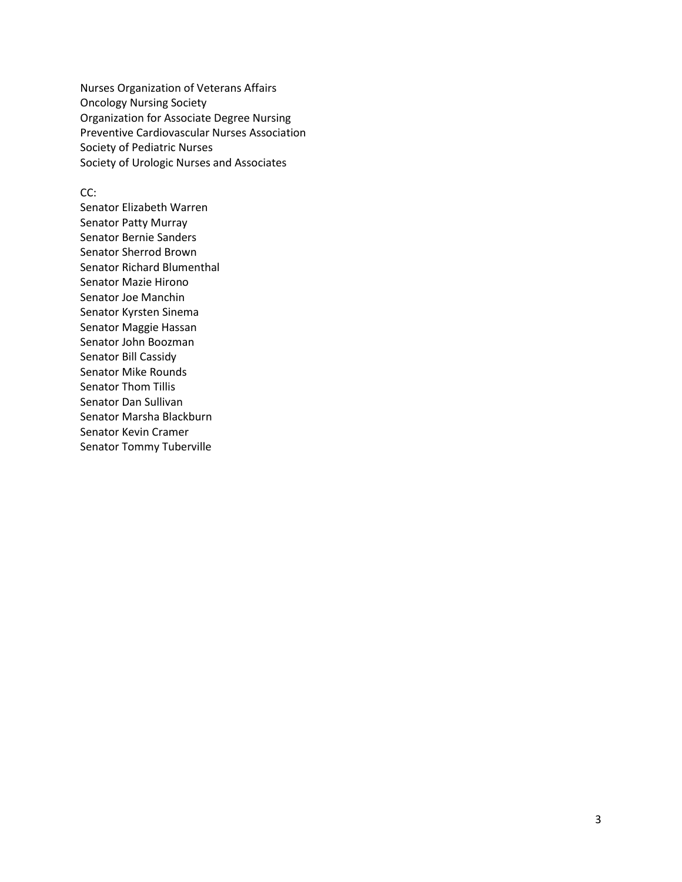Nurses Organization of Veterans Affairs
Oncology Nursing Society
Organization for Associate Degree Nursing
Preventive Cardiovascular Nurses Association
Society of Pediatric Nurses
Society of Urologic Nurses and Associates

CC:
Senator Elizabeth Warren
Senator Patty Murray
Senator Bernie Sanders
Senator Sherrod Brown
Senator Richard Blumenthal
Senator Mazie Hirono
Senator Joe Manchin
Senator Kyrsten Sinema
Senator Maggie Hassan
Senator John Boozman
Senator Bill Cassidy
Senator Mike Rounds
Senator Thom Tillis
Senator Dan Sullivan
Senator Marsha Blackburn
Senator Kevin Cramer
Senator Tommy Tuberville